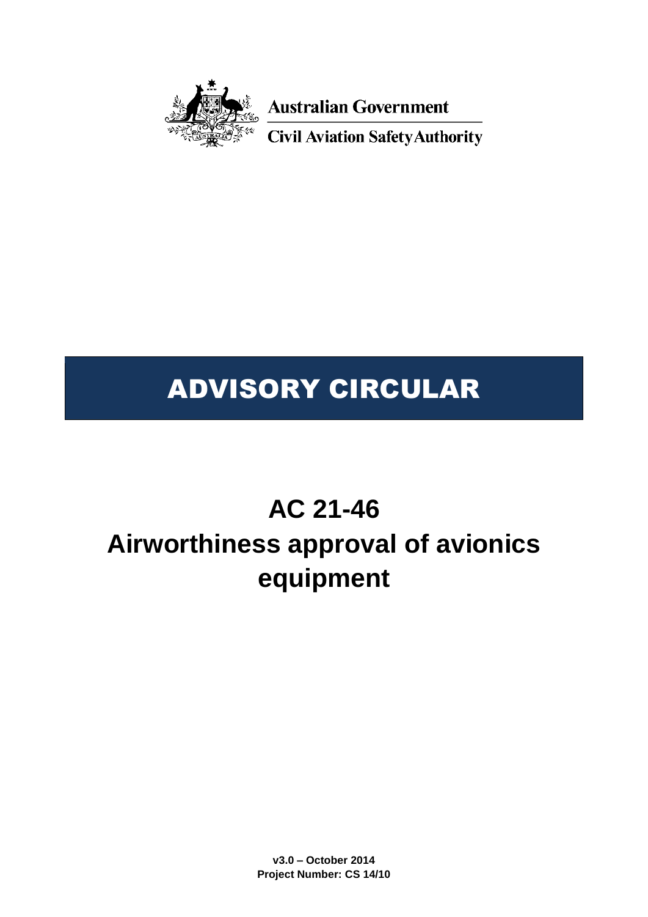Australian Government

Civil Aviation Safety Authority

# ADVISORY CIRCULAR

# AC 21-46

# Airworthiness approval of avionics equipment

**v3.0 – October 2014**
**Project Number: CS 14/10**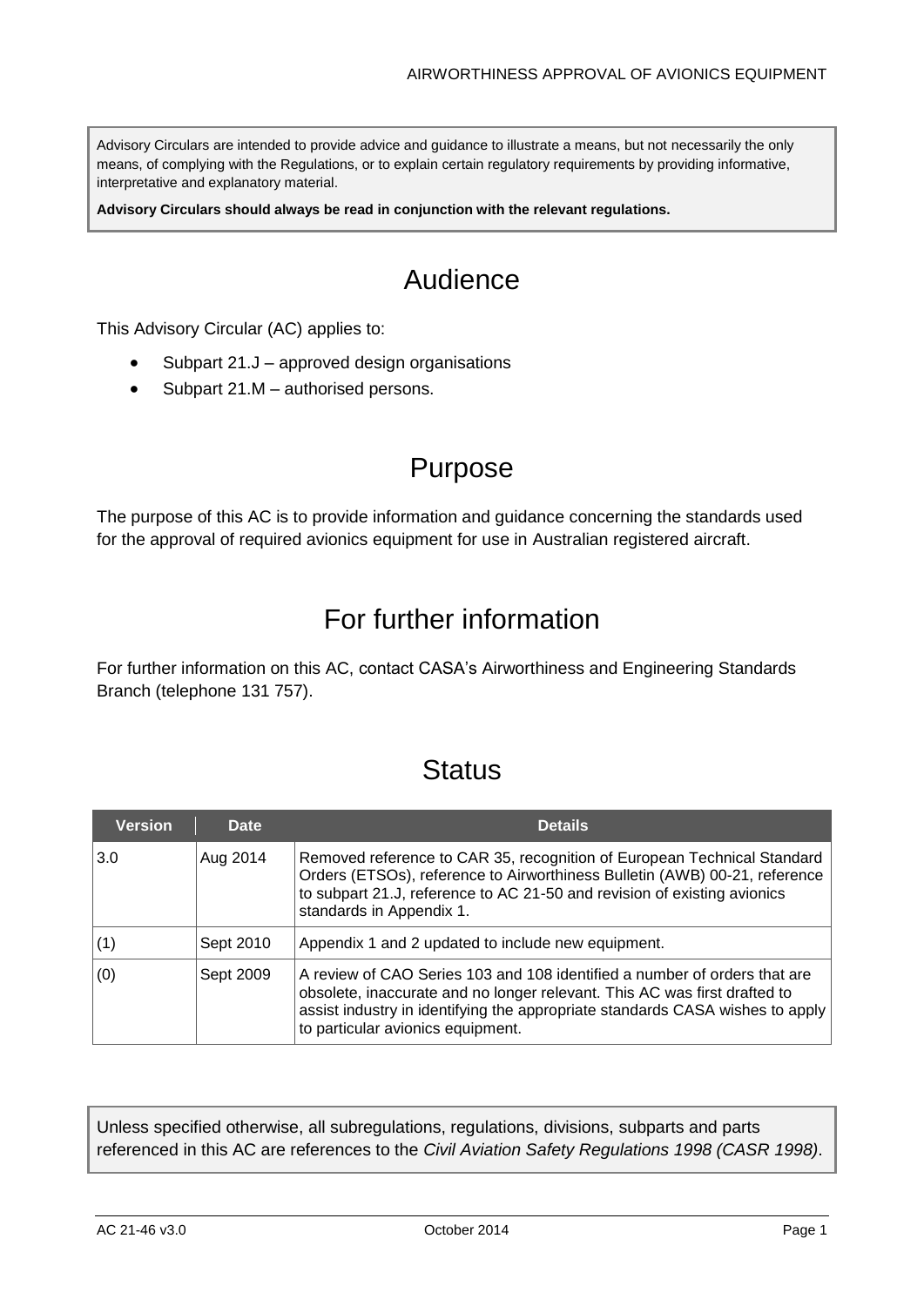Advisory Circulars are intended to provide advice and guidance to illustrate a means, but not necessarily the only means, of complying with the Regulations, or to explain certain regulatory requirements by providing informative, interpretative and explanatory material.

**Advisory Circulars should always be read in conjunction with the relevant regulations.**

# Audience

This Advisory Circular (AC) applies to:

- Subpart 21.J – approved design organisations
- Subpart 21.M – authorised persons.

# Purpose

The purpose of this AC is to provide information and guidance concerning the standards used for the approval of required avionics equipment for use in Australian registered aircraft.

# For further information

For further information on this AC, contact CASA's Airworthiness and Engineering Standards Branch (telephone 131 757).

# Status

| Version | Date | Details |
|---|---|---|
| 3.0 | Aug 2014 | Removed reference to CAR 35, recognition of European Technical Standard Orders (ETSOs), reference to Airworthiness Bulletin (AWB) 00-21, reference to subpart 21.J, reference to AC 21-50 and revision of existing avionics standards in Appendix 1. |
| (1) | Sept 2010 | Appendix 1 and 2 updated to include new equipment. |
| (0) | Sept 2009 | A review of CAO Series 103 and 108 identified a number of orders that are obsolete, inaccurate and no longer relevant. This AC was first drafted to assist industry in identifying the appropriate standards CASA wishes to apply to particular avionics equipment. |

Unless specified otherwise, all subregulations, regulations, divisions, subparts and parts referenced in this AC are references to the *Civil Aviation Safety Regulations 1998 (CASR 1998)*.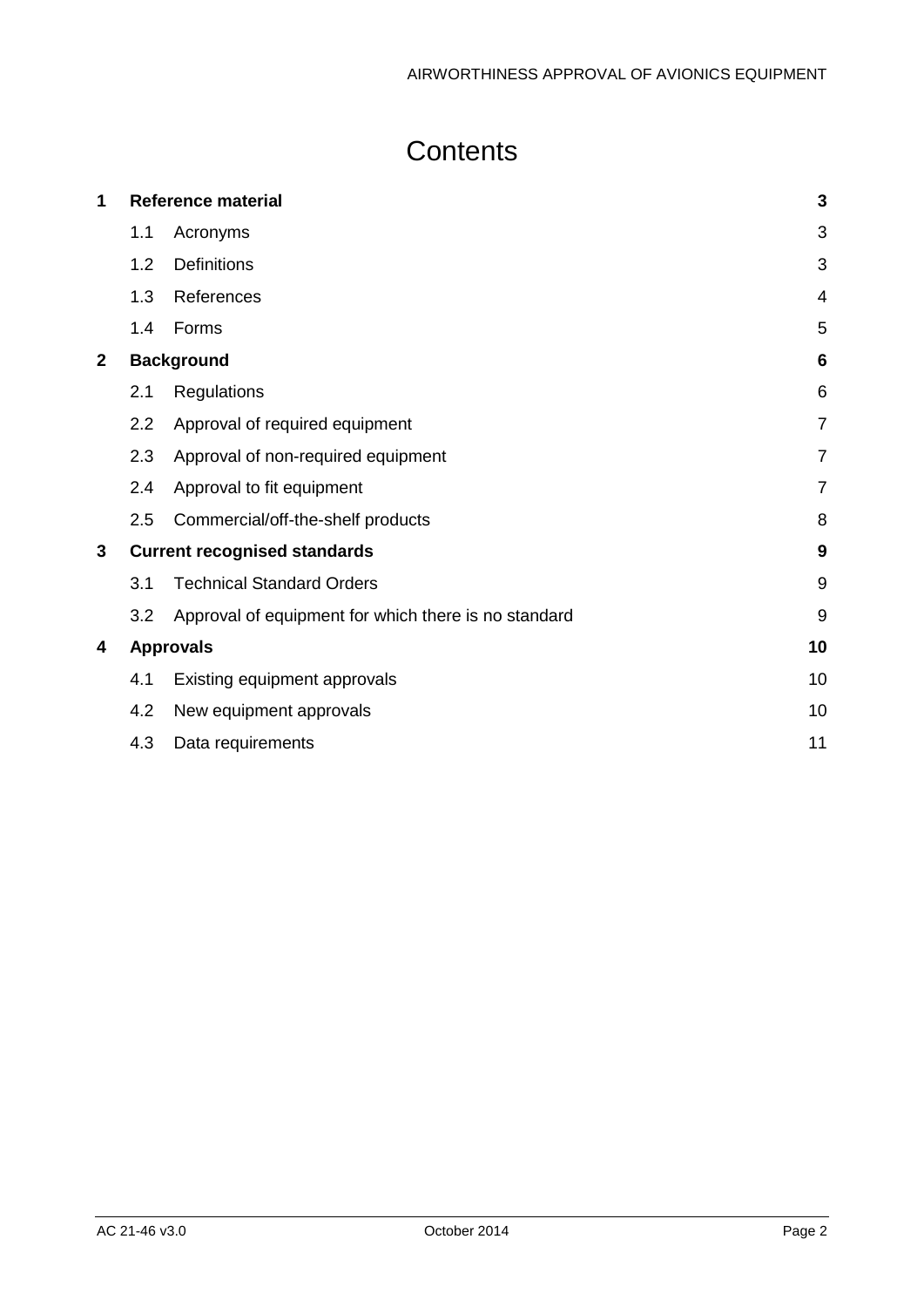# Contents

| | | |
|---|---|---|
| **1** | **Reference material** | **3** |
| 1.1 | Acronyms | 3 |
| 1.2 | Definitions | 3 |
| 1.3 | References | 4 |
| 1.4 | Forms | 5 |
| **2** | **Background** | **6** |
| 2.1 | Regulations | 6 |
| 2.2 | Approval of required equipment | 7 |
| 2.3 | Approval of non-required equipment | 7 |
| 2.4 | Approval to fit equipment | 7 |
| 2.5 | Commercial/off-the-shelf products | 8 |
| **3** | **Current recognised standards** | **9** |
| 3.1 | Technical Standard Orders | 9 |
| 3.2 | Approval of equipment for which there is no standard | 9 |
| **4** | **Approvals** | **10** |
| 4.1 | Existing equipment approvals | 10 |
| 4.2 | New equipment approvals | 10 |
| 4.3 | Data requirements | 11 |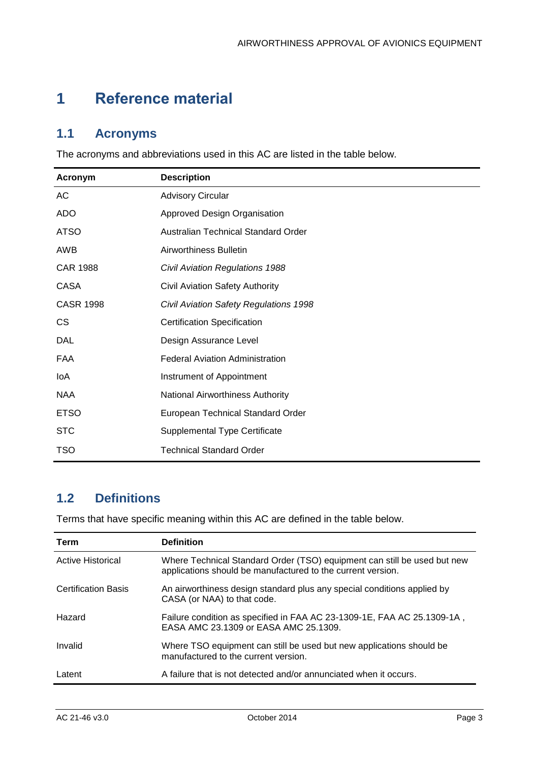# 1 Reference material

## 1.1 Acronyms

The acronyms and abbreviations used in this AC are listed in the table below.

| Acronym | Description |
|---|---|
| AC | Advisory Circular |
| ADO | Approved Design Organisation |
| ATSO | Australian Technical Standard Order |
| AWB | Airworthiness Bulletin |
| CAR 1988 | *Civil Aviation Regulations 1988* |
| CASA | Civil Aviation Safety Authority |
| CASR 1998 | *Civil Aviation Safety Regulations 1998* |
| CS | Certification Specification |
| DAL | Design Assurance Level |
| FAA | Federal Aviation Administration |
| IoA | Instrument of Appointment |
| NAA | National Airworthiness Authority |
| ETSO | European Technical Standard Order |
| STC | Supplemental Type Certificate |
| TSO | Technical Standard Order |

## 1.2 Definitions

Terms that have specific meaning within this AC are defined in the table below.

| Term | Definition |
|---|---|
| Active Historical | Where Technical Standard Order (TSO) equipment can still be used but new applications should be manufactured to the current version. |
| Certification Basis | An airworthiness design standard plus any special conditions applied by CASA (or NAA) to that code. |
| Hazard | Failure condition as specified in FAA AC 23-1309-1E, FAA AC 25.1309-1A , EASA AMC 23.1309 or EASA AMC 25.1309. |
| Invalid | Where TSO equipment can still be used but new applications should be manufactured to the current version. |
| Latent | A failure that is not detected and/or annunciated when it occurs. |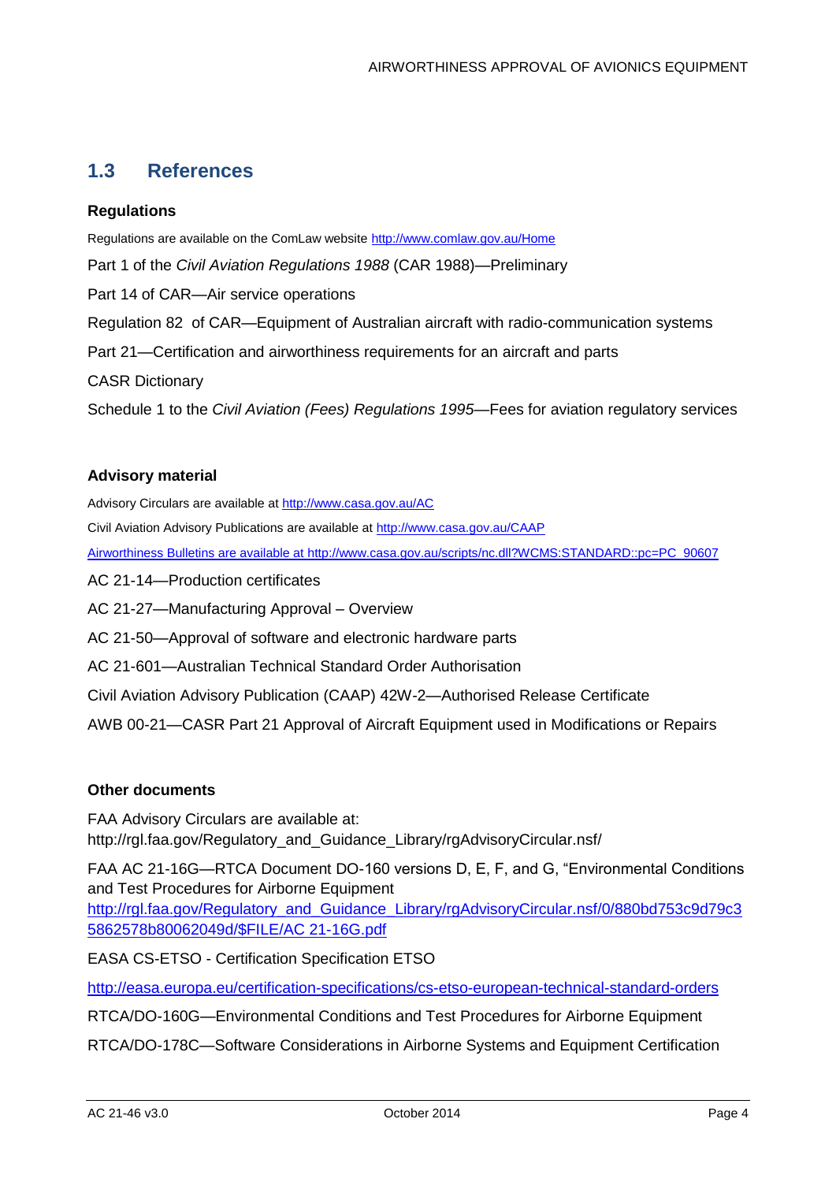## 1.3 References

### Regulations

Regulations are available on the ComLaw website http://www.comlaw.gov.au/Home

Part 1 of the *Civil Aviation Regulations 1988* (CAR 1988)—Preliminary

Part 14 of CAR—Air service operations

Regulation 82 of CAR—Equipment of Australian aircraft with radio-communication systems

Part 21—Certification and airworthiness requirements for an aircraft and parts

CASR Dictionary

Schedule 1 to the *Civil Aviation (Fees) Regulations 1995*—Fees for aviation regulatory services

### Advisory material

Advisory Circulars are available at http://www.casa.gov.au/AC

Civil Aviation Advisory Publications are available at http://www.casa.gov.au/CAAP

Airworthiness Bulletins are available at http://www.casa.gov.au/scripts/nc.dll?WCMS:STANDARD::pc=PC_90607

AC 21-14—Production certificates

AC 21-27—Manufacturing Approval – Overview

AC 21-50—Approval of software and electronic hardware parts

AC 21-601—Australian Technical Standard Order Authorisation

Civil Aviation Advisory Publication (CAAP) 42W-2—Authorised Release Certificate

AWB 00-21—CASR Part 21 Approval of Aircraft Equipment used in Modifications or Repairs

### Other documents

FAA Advisory Circulars are available at: http://rgl.faa.gov/Regulatory_and_Guidance_Library/rgAdvisoryCircular.nsf/

FAA AC 21-16G—RTCA Document DO-160 versions D, E, F, and G, "Environmental Conditions and Test Procedures for Airborne Equipment http://rgl.faa.gov/Regulatory_and_Guidance_Library/rgAdvisoryCircular.nsf/0/880bd753c9d79c35862578b80062049d/$FILE/AC 21-16G.pdf

EASA CS-ETSO - Certification Specification ETSO

http://easa.europa.eu/certification-specifications/cs-etso-european-technical-standard-orders

RTCA/DO-160G—Environmental Conditions and Test Procedures for Airborne Equipment

RTCA/DO-178C—Software Considerations in Airborne Systems and Equipment Certification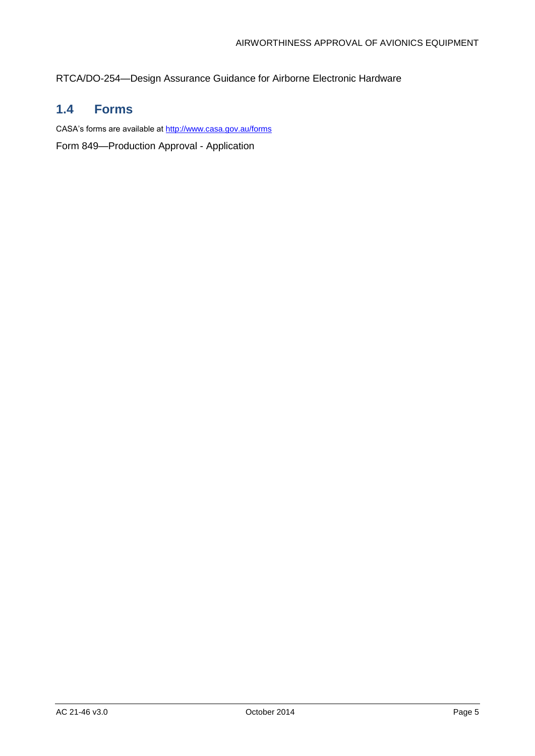RTCA/DO-254—Design Assurance Guidance for Airborne Electronic Hardware

## 1.4 Forms

CASA's forms are available at [http://www.casa.gov.au/forms](http://www.casa.gov.au/forms)

Form 849—Production Approval - Application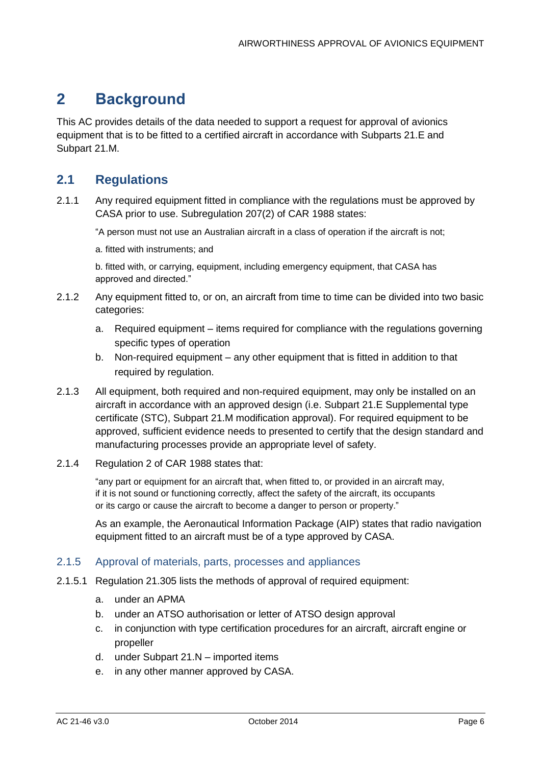# 2 Background

This AC provides details of the data needed to support a request for approval of avionics equipment that is to be fitted to a certified aircraft in accordance with Subparts 21.E and Subpart 21.M.

## 2.1 Regulations

2.1.1 Any required equipment fitted in compliance with the regulations must be approved by CASA prior to use. Subregulation 207(2) of CAR 1988 states:

> "A person must not use an Australian aircraft in a class of operation if the aircraft is not;
>
> a. fitted with instruments; and
>
> b. fitted with, or carrying, equipment, including emergency equipment, that CASA has approved and directed."

2.1.2 Any equipment fitted to, or on, an aircraft from time to time can be divided into two basic categories:

a. Required equipment – items required for compliance with the regulations governing specific types of operation

b. Non-required equipment – any other equipment that is fitted in addition to that required by regulation.

2.1.3 All equipment, both required and non-required equipment, may only be installed on an aircraft in accordance with an approved design (i.e. Subpart 21.E Supplemental type certificate (STC), Subpart 21.M modification approval). For required equipment to be approved, sufficient evidence needs to presented to certify that the design standard and manufacturing processes provide an appropriate level of safety.

2.1.4 Regulation 2 of CAR 1988 states that:

> "any part or equipment for an aircraft that, when fitted to, or provided in an aircraft may, if it is not sound or functioning correctly, affect the safety of the aircraft, its occupants or its cargo or cause the aircraft to become a danger to person or property."

As an example, the Aeronautical Information Package (AIP) states that radio navigation equipment fitted to an aircraft must be of a type approved by CASA.

### 2.1.5 Approval of materials, parts, processes and appliances

2.1.5.1 Regulation 21.305 lists the methods of approval of required equipment:

a. under an APMA

b. under an ATSO authorisation or letter of ATSO design approval

c. in conjunction with type certification procedures for an aircraft, aircraft engine or propeller

d. under Subpart 21.N – imported items

e. in any other manner approved by CASA.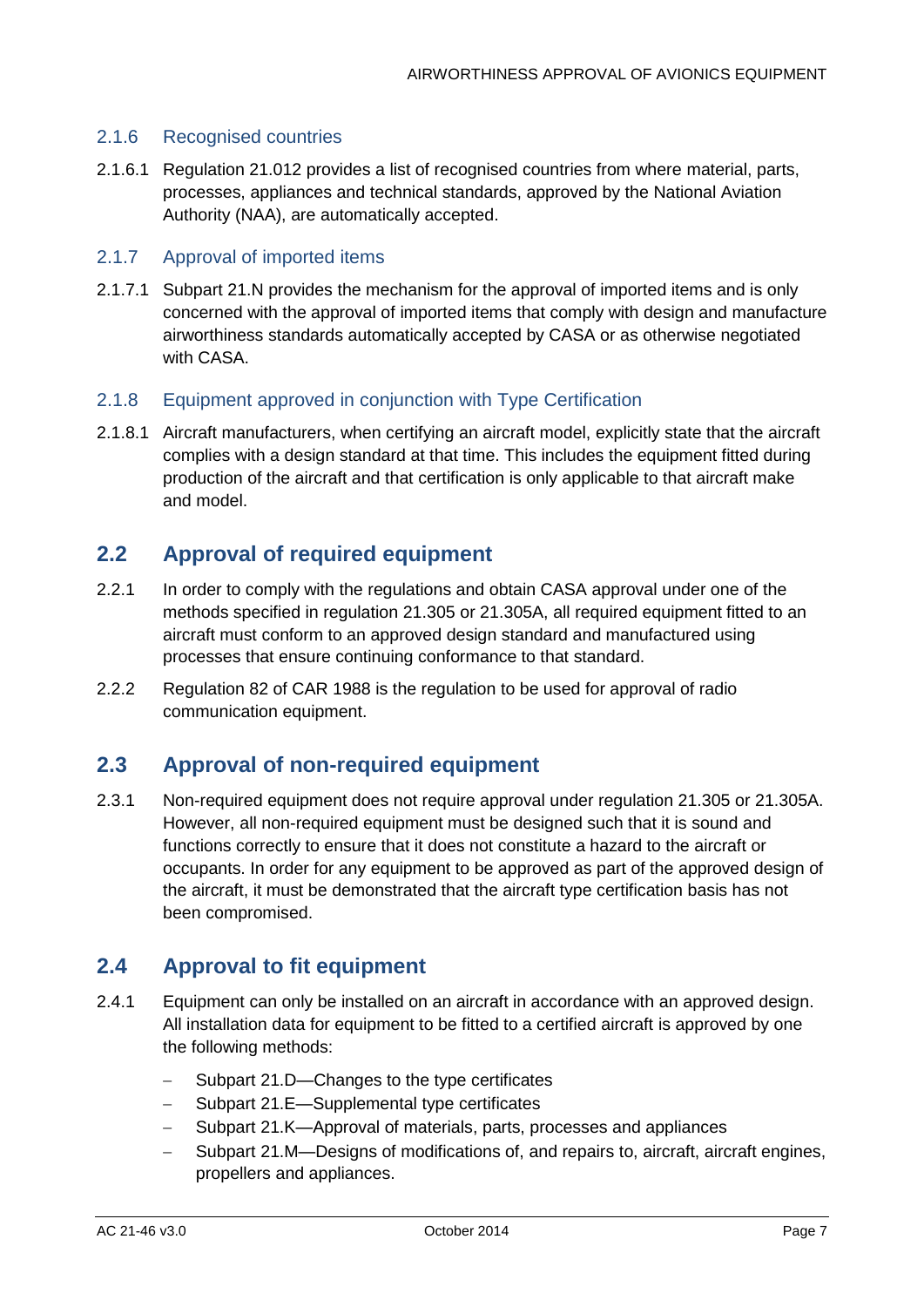### 2.1.6 Recognised countries

2.1.6.1 Regulation 21.012 provides a list of recognised countries from where material, parts, processes, appliances and technical standards, approved by the National Aviation Authority (NAA), are automatically accepted.

### 2.1.7 Approval of imported items

2.1.7.1 Subpart 21.N provides the mechanism for the approval of imported items and is only concerned with the approval of imported items that comply with design and manufacture airworthiness standards automatically accepted by CASA or as otherwise negotiated with CASA.

### 2.1.8 Equipment approved in conjunction with Type Certification

2.1.8.1 Aircraft manufacturers, when certifying an aircraft model, explicitly state that the aircraft complies with a design standard at that time. This includes the equipment fitted during production of the aircraft and that certification is only applicable to that aircraft make and model.

## 2.2 Approval of required equipment

2.2.1 In order to comply with the regulations and obtain CASA approval under one of the methods specified in regulation 21.305 or 21.305A, all required equipment fitted to an aircraft must conform to an approved design standard and manufactured using processes that ensure continuing conformance to that standard.

2.2.2 Regulation 82 of CAR 1988 is the regulation to be used for approval of radio communication equipment.

## 2.3 Approval of non-required equipment

2.3.1 Non-required equipment does not require approval under regulation 21.305 or 21.305A. However, all non-required equipment must be designed such that it is sound and functions correctly to ensure that it does not constitute a hazard to the aircraft or occupants. In order for any equipment to be approved as part of the approved design of the aircraft, it must be demonstrated that the aircraft type certification basis has not been compromised.

## 2.4 Approval to fit equipment

2.4.1 Equipment can only be installed on an aircraft in accordance with an approved design. All installation data for equipment to be fitted to a certified aircraft is approved by one the following methods:

- Subpart 21.D—Changes to the type certificates
- Subpart 21.E—Supplemental type certificates
- Subpart 21.K—Approval of materials, parts, processes and appliances
- Subpart 21.M—Designs of modifications of, and repairs to, aircraft, aircraft engines, propellers and appliances.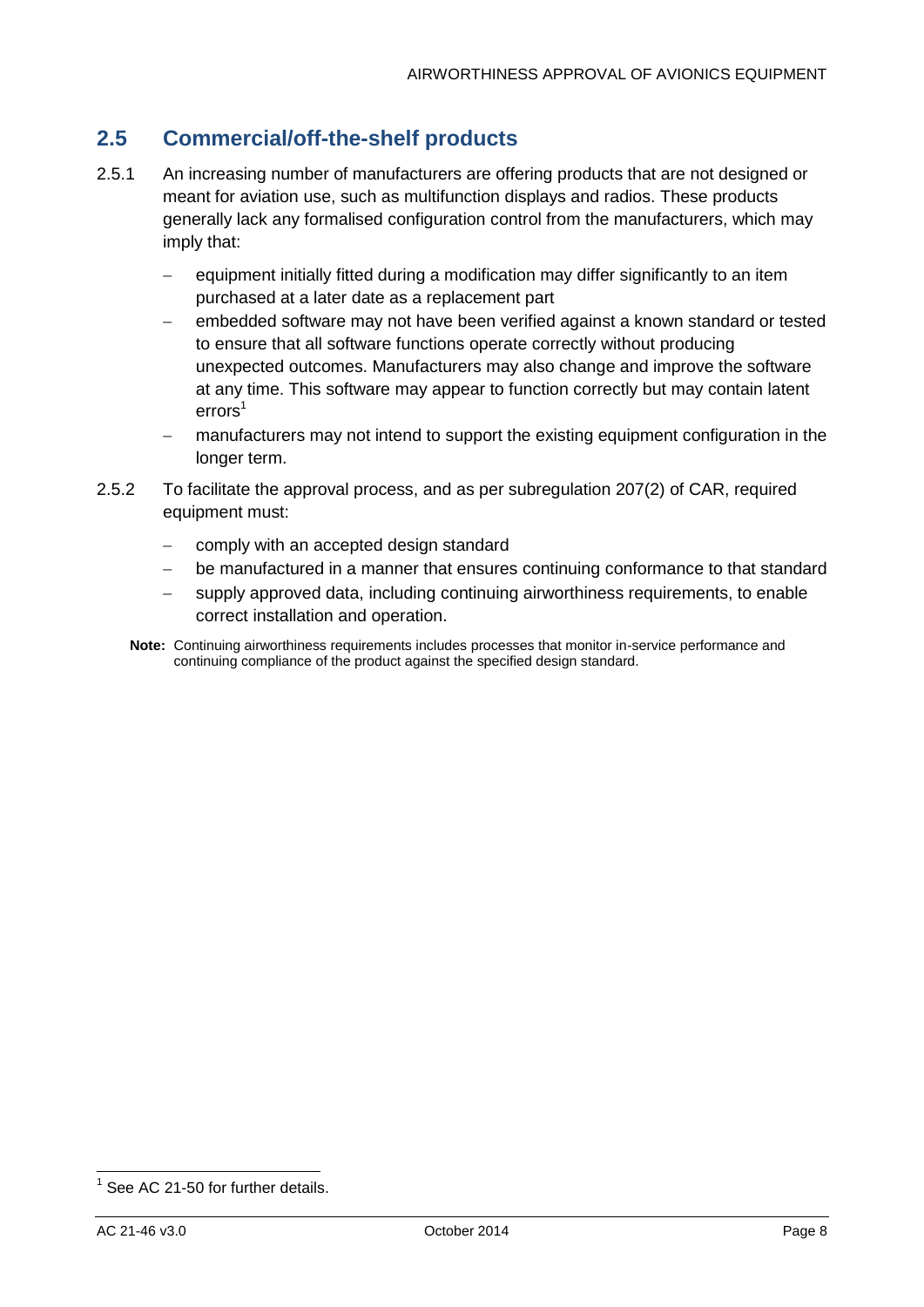## 2.5 Commercial/off-the-shelf products

2.5.1 An increasing number of manufacturers are offering products that are not designed or meant for aviation use, such as multifunction displays and radios. These products generally lack any formalised configuration control from the manufacturers, which may imply that:

- equipment initially fitted during a modification may differ significantly to an item purchased at a later date as a replacement part
- embedded software may not have been verified against a known standard or tested to ensure that all software functions operate correctly without producing unexpected outcomes. Manufacturers may also change and improve the software at any time. This software may appear to function correctly but may contain latent errors[1]
- manufacturers may not intend to support the existing equipment configuration in the longer term.

2.5.2 To facilitate the approval process, and as per subregulation 207(2) of CAR, required equipment must:

- comply with an accepted design standard
- be manufactured in a manner that ensures continuing conformance to that standard
- supply approved data, including continuing airworthiness requirements, to enable correct installation and operation.

**Note:** Continuing airworthiness requirements includes processes that monitor in-service performance and continuing compliance of the product against the specified design standard.

[1] See AC 21-50 for further details.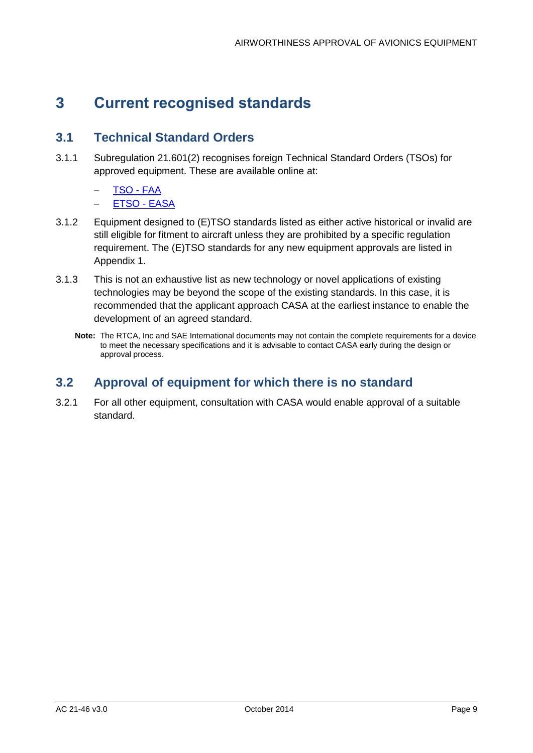# 3 Current recognised standards

## 3.1 Technical Standard Orders

3.1.1 Subregulation 21.601(2) recognises foreign Technical Standard Orders (TSOs) for approved equipment. These are available online at:

- TSO - FAA
- ETSO - EASA

3.1.2 Equipment designed to (E)TSO standards listed as either active historical or invalid are still eligible for fitment to aircraft unless they are prohibited by a specific regulation requirement. The (E)TSO standards for any new equipment approvals are listed in Appendix 1.

3.1.3 This is not an exhaustive list as new technology or novel applications of existing technologies may be beyond the scope of the existing standards. In this case, it is recommended that the applicant approach CASA at the earliest instance to enable the development of an agreed standard.

**Note:** The RTCA, Inc and SAE International documents may not contain the complete requirements for a device to meet the necessary specifications and it is advisable to contact CASA early during the design or approval process.

## 3.2 Approval of equipment for which there is no standard

3.2.1 For all other equipment, consultation with CASA would enable approval of a suitable standard.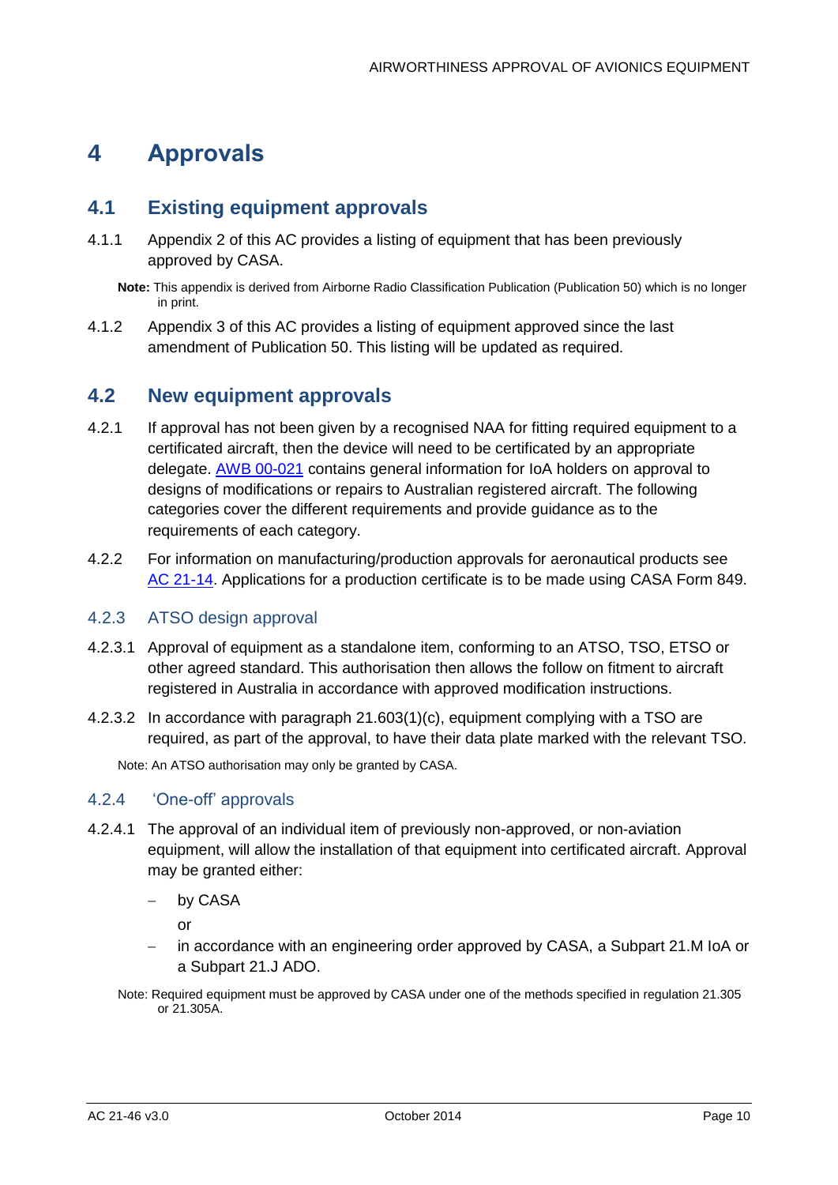# 4 Approvals

## 4.1 Existing equipment approvals

4.1.1 Appendix 2 of this AC provides a listing of equipment that has been previously approved by CASA.

**Note:** This appendix is derived from Airborne Radio Classification Publication (Publication 50) which is no longer in print.

4.1.2 Appendix 3 of this AC provides a listing of equipment approved since the last amendment of Publication 50. This listing will be updated as required.

## 4.2 New equipment approvals

4.2.1 If approval has not been given by a recognised NAA for fitting required equipment to a certificated aircraft, then the device will need to be certificated by an appropriate delegate. AWB 00-021 contains general information for IoA holders on approval to designs of modifications or repairs to Australian registered aircraft. The following categories cover the different requirements and provide guidance as to the requirements of each category.

4.2.2 For information on manufacturing/production approvals for aeronautical products see AC 21-14. Applications for a production certificate is to be made using CASA Form 849.

### 4.2.3 ATSO design approval

4.2.3.1 Approval of equipment as a standalone item, conforming to an ATSO, TSO, ETSO or other agreed standard. This authorisation then allows the follow on fitment to aircraft registered in Australia in accordance with approved modification instructions.

4.2.3.2 In accordance with paragraph 21.603(1)(c), equipment complying with a TSO are required, as part of the approval, to have their data plate marked with the relevant TSO.

Note: An ATSO authorisation may only be granted by CASA.

### 4.2.4 'One-off' approvals

4.2.4.1 The approval of an individual item of previously non-approved, or non-aviation equipment, will allow the installation of that equipment into certificated aircraft. Approval may be granted either:

- by CASA

  or

- in accordance with an engineering order approved by CASA, a Subpart 21.M IoA or a Subpart 21.J ADO.

Note: Required equipment must be approved by CASA under one of the methods specified in regulation 21.305 or 21.305A.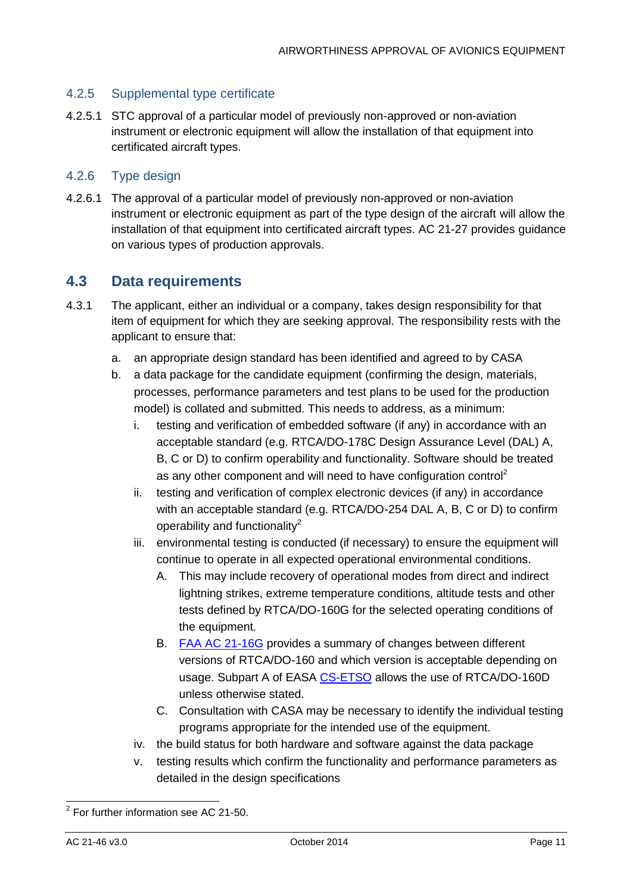### 4.2.5 Supplemental type certificate

4.2.5.1 STC approval of a particular model of previously non-approved or non-aviation instrument or electronic equipment will allow the installation of that equipment into certificated aircraft types.

### 4.2.6 Type design

4.2.6.1 The approval of a particular model of previously non-approved or non-aviation instrument or electronic equipment as part of the type design of the aircraft will allow the installation of that equipment into certificated aircraft types. AC 21-27 provides guidance on various types of production approvals.

## 4.3 Data requirements

4.3.1 The applicant, either an individual or a company, takes design responsibility for that item of equipment for which they are seeking approval. The responsibility rests with the applicant to ensure that:

a. an appropriate design standard has been identified and agreed to by CASA

b. a data package for the candidate equipment (confirming the design, materials, processes, performance parameters and test plans to be used for the production model) is collated and submitted. This needs to address, as a minimum:

   i. testing and verification of embedded software (if any) in accordance with an acceptable standard (e.g. RTCA/DO-178C Design Assurance Level (DAL) A, B, C or D) to confirm operability and functionality. Software should be treated as any other component and will need to have configuration control[2]

   ii. testing and verification of complex electronic devices (if any) in accordance with an acceptable standard (e.g. RTCA/DO-254 DAL A, B, C or D) to confirm operability and functionality[2]

   iii. environmental testing is conducted (if necessary) to ensure the equipment will continue to operate in all expected operational environmental conditions.

      A. This may include recovery of operational modes from direct and indirect lightning strikes, extreme temperature conditions, altitude tests and other tests defined by RTCA/DO-160G for the selected operating conditions of the equipment.

      B. FAA AC 21-16G provides a summary of changes between different versions of RTCA/DO-160 and which version is acceptable depending on usage. Subpart A of EASA CS-ETSO allows the use of RTCA/DO-160D unless otherwise stated.

      C. Consultation with CASA may be necessary to identify the individual testing programs appropriate for the intended use of the equipment.

   iv. the build status for both hardware and software against the data package

   v. testing results which confirm the functionality and performance parameters as detailed in the design specifications

[2] For further information see AC 21-50.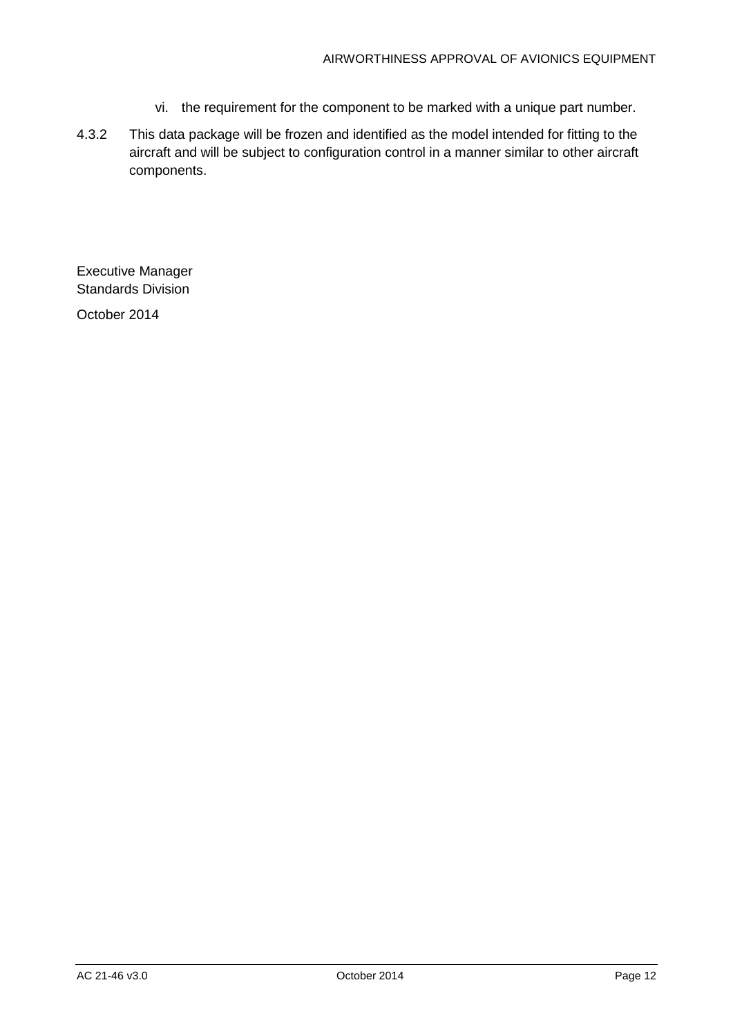vi. the requirement for the component to be marked with a unique part number.

4.3.2 This data package will be frozen and identified as the model intended for fitting to the aircraft and will be subject to configuration control in a manner similar to other aircraft components.

Executive Manager
Standards Division

October 2014